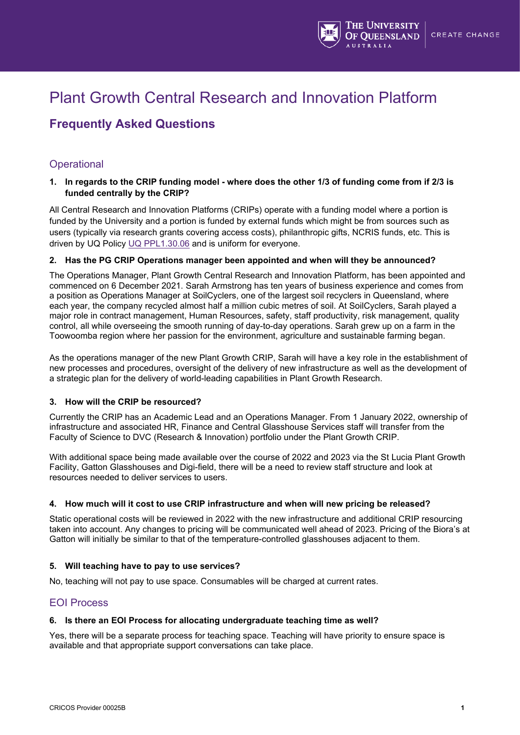# Plant Growth Central Research and Innovation Platform

## Frequently Asked Questions

### Operational

**1. In regards to the CRIP funding model - where does the other 1/3 of funding come from if 2/3 is funded centrally by the CRIP?**

All Central Research and Innovation Platforms (CRIPs) operate with a funding model where a portion is funded by the University and a portion is funded by external funds which might be from sources such as users (typically via research grants covering access costs), philanthropic gifts, NCRIS funds, etc. This is driven by UQ Policy UQ PPL1.30.06 and is uniform for everyone.

**2. Has the PG CRIP Operations manager been appointed and when will they be announced?**

The Operations Manager, Plant Growth Central Research and Innovation Platform, has been appointed and commenced on 6 December 2021. Sarah Armstrong has ten years of business experience and comes from a position as Operations Manager at SoilCyclers, one of the largest soil recyclers in Queensland, where each year, the company recycled almost half a million cubic metres of soil. At SoilCyclers, Sarah played a major role in contract management, Human Resources, safety, staff productivity, risk management, quality control, all while overseeing the smooth running of day-to-day operations. Sarah grew up on a farm in the Toowoomba region where her passion for the environment, agriculture and sustainable farming began.

As the operations manager of the new Plant Growth CRIP, Sarah will have a key role in the establishment of new processes and procedures, oversight of the delivery of new infrastructure as well as the development of a strategic plan for the delivery of world-leading capabilities in Plant Growth Research.

**3. How will the CRIP be resourced?**

Currently the CRIP has an Academic Lead and an Operations Manager. From 1 January 2022, ownership of infrastructure and associated HR, Finance and Central Glasshouse Services staff will transfer from the Faculty of Science to DVC (Research & Innovation) portfolio under the Plant Growth CRIP.

With additional space being made available over the course of 2022 and 2023 via the St Lucia Plant Growth Facility, Gatton Glasshouses and Digi-field, there will be a need to review staff structure and look at resources needed to deliver services to users.

**4. How much will it cost to use CRIP infrastructure and when will new pricing be released?**

Static operational costs will be reviewed in 2022 with the new infrastructure and additional CRIP resourcing taken into account. Any changes to pricing will be communicated well ahead of 2023. Pricing of the Biora's at Gatton will initially be similar to that of the temperature-controlled glasshouses adjacent to them.

**5. Will teaching have to pay to use services?**

No, teaching will not pay to use space. Consumables will be charged at current rates.

### EOI Process

**6. Is there an EOI Process for allocating undergraduate teaching time as well?**

Yes, there will be a separate process for teaching space. Teaching will have priority to ensure space is available and that appropriate support conversations can take place.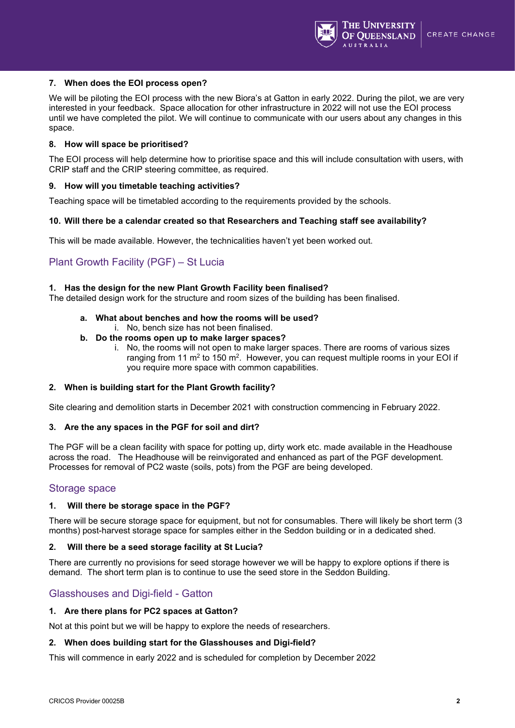**7. When does the EOI process open?**

We will be piloting the EOI process with the new Biora's at Gatton in early 2022. During the pilot, we are very interested in your feedback. Space allocation for other infrastructure in 2022 will not use the EOI process until we have completed the pilot. We will continue to communicate with our users about any changes in this space.

**8. How will space be prioritised?**

The EOI process will help determine how to prioritise space and this will include consultation with users, with CRIP staff and the CRIP steering committee, as required.

**9. How will you timetable teaching activities?**

Teaching space will be timetabled according to the requirements provided by the schools.

**10. Will there be a calendar created so that Researchers and Teaching staff see availability?**

This will be made available. However, the technicalities haven't yet been worked out.

## Plant Growth Facility (PGF) – St Lucia

**1. Has the design for the new Plant Growth Facility been finalised?**

The detailed design work for the structure and room sizes of the building has been finalised.

- **a. What about benches and how the rooms will be used?**
  - i. No, bench size has not been finalised.
- **b. Do the rooms open up to make larger spaces?**
  - i. No, the rooms will not open to make larger spaces. There are rooms of various sizes ranging from 11 $m^2$ to 150 $m^2$. However, you can request multiple rooms in your EOI if you require more space with common capabilities.

**2. When is building start for the Plant Growth facility?**

Site clearing and demolition starts in December 2021 with construction commencing in February 2022.

**3. Are the any spaces in the PGF for soil and dirt?**

The PGF will be a clean facility with space for potting up, dirty work etc. made available in the Headhouse across the road. The Headhouse will be reinvigorated and enhanced as part of the PGF development. Processes for removal of PC2 waste (soils, pots) from the PGF are being developed.

## Storage space

**1. Will there be storage space in the PGF?**

There will be secure storage space for equipment, but not for consumables. There will likely be short term (3 months) post-harvest storage space for samples either in the Seddon building or in a dedicated shed.

**2. Will there be a seed storage facility at St Lucia?**

There are currently no provisions for seed storage however we will be happy to explore options if there is demand. The short term plan is to continue to use the seed store in the Seddon Building.

## Glasshouses and Digi-field - Gatton

**1. Are there plans for PC2 spaces at Gatton?**

Not at this point but we will be happy to explore the needs of researchers.

**2. When does building start for the Glasshouses and Digi-field?**

This will commence in early 2022 and is scheduled for completion by December 2022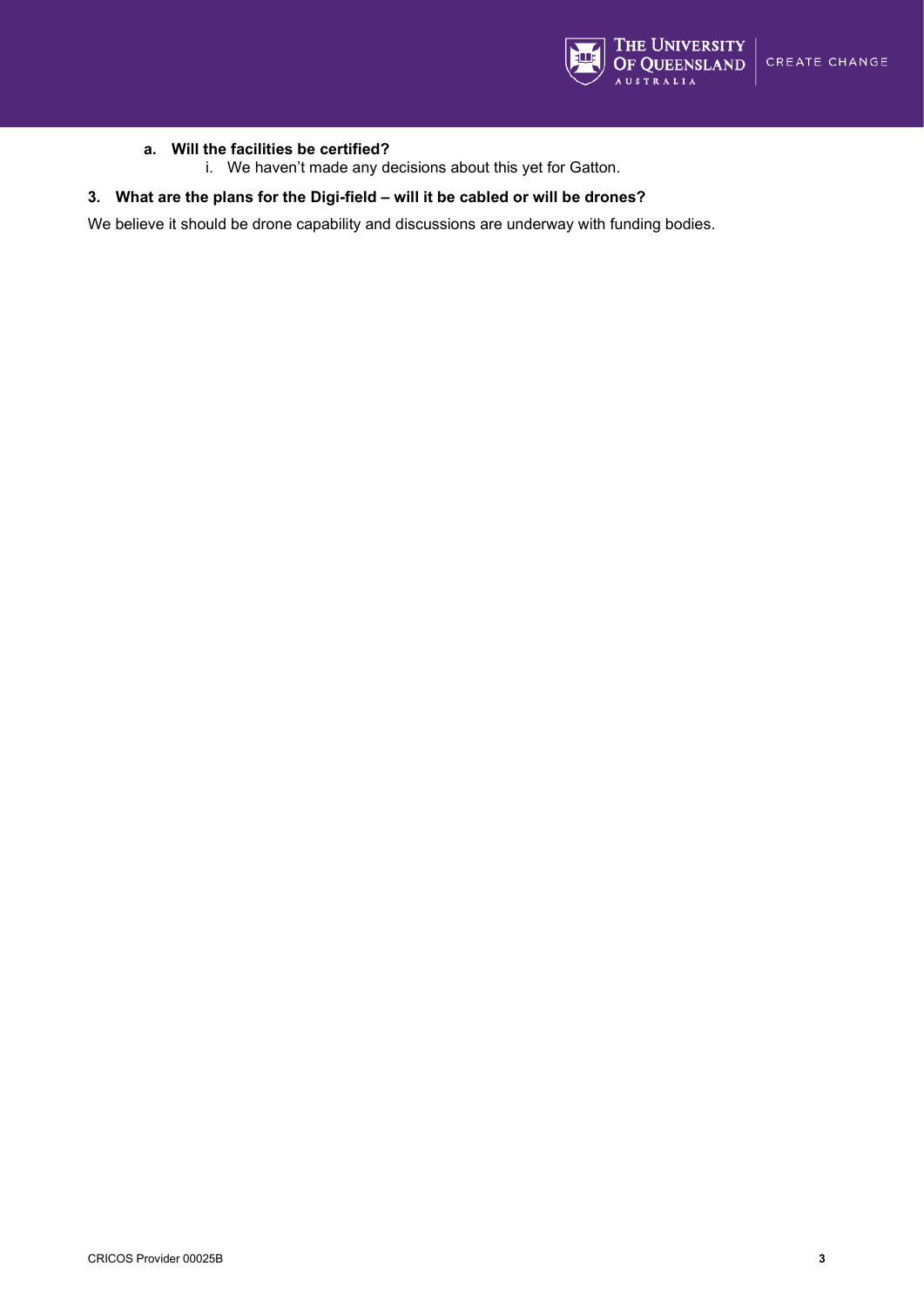a. **Will the facilities be certified?**
    i. We haven't made any decisions about this yet for Gatton.

**3. What are the plans for the Digi-field – will it be cabled or will be drones?**

We believe it should be drone capability and discussions are underway with funding bodies.